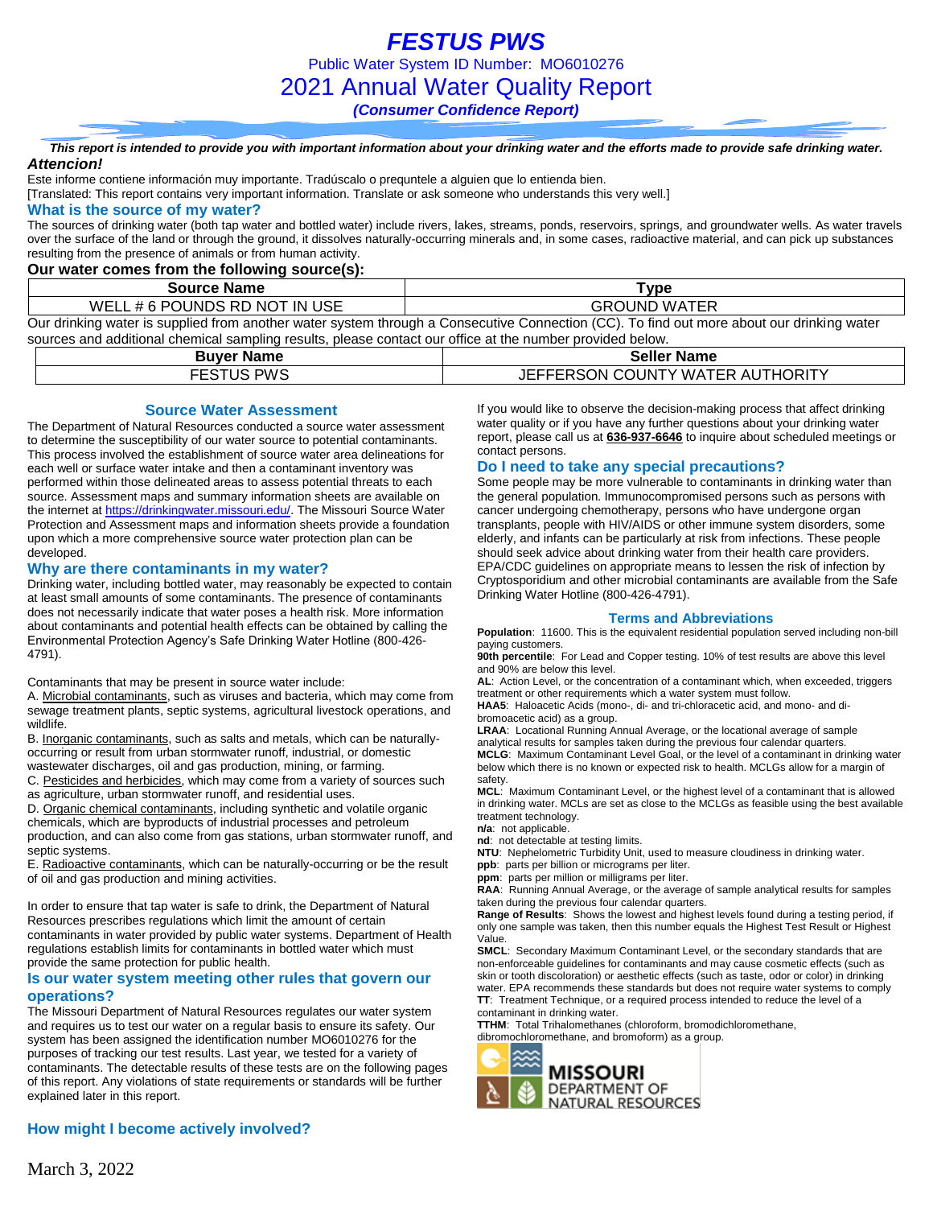# *FESTUS PWS*

Public Water System ID Number: MO6010276

## 2021 Annual Water Quality Report

***(Consumer Confidence Report)***

***This report is intended to provide you with important information about your drinking water and the efforts made to provide safe drinking water.***

***Attencion!***

Este informe contiene información muy importante. Tradúscalo o prequntele a alguien que lo entienda bien.
[Translated: This report contains very important information. Translate or ask someone who understands this very well.]

### What is the source of my water?

The sources of drinking water (both tap water and bottled water) include rivers, lakes, streams, ponds, reservoirs, springs, and groundwater wells. As water travels over the surface of the land or through the ground, it dissolves naturally-occurring minerals and, in some cases, radioactive material, and can pick up substances resulting from the presence of animals or from human activity.

**Our water comes from the following source(s):**

| Source Name | Type |
|---|---|
| WELL # 6 POUNDS RD NOT IN USE | GROUND WATER |

Our drinking water is supplied from another water system through a Consecutive Connection (CC). To find out more about our drinking water sources and additional chemical sampling results, please contact our office at the number provided below.

| Buyer Name | Seller Name |
|---|---|
| FESTUS PWS | JEFFERSON COUNTY WATER AUTHORITY |

### Source Water Assessment

The Department of Natural Resources conducted a source water assessment to determine the susceptibility of our water source to potential contaminants. This process involved the establishment of source water area delineations for each well or surface water intake and then a contaminant inventory was performed within those delineated areas to assess potential threats to each source. Assessment maps and summary information sheets are available on the internet at https://drinkingwater.missouri.edu/. The Missouri Source Water Protection and Assessment maps and information sheets provide a foundation upon which a more comprehensive source water protection plan can be developed.

### Why are there contaminants in my water?

Drinking water, including bottled water, may reasonably be expected to contain at least small amounts of some contaminants. The presence of contaminants does not necessarily indicate that water poses a health risk. More information about contaminants and potential health effects can be obtained by calling the Environmental Protection Agency's Safe Drinking Water Hotline (800-426-4791).

Contaminants that may be present in source water include:

A. Microbial contaminants, such as viruses and bacteria, which may come from sewage treatment plants, septic systems, agricultural livestock operations, and wildlife.
B. Inorganic contaminants, such as salts and metals, which can be naturally-occurring or result from urban stormwater runoff, industrial, or domestic wastewater discharges, oil and gas production, mining, or farming.
C. Pesticides and herbicides, which may come from a variety of sources such as agriculture, urban stormwater runoff, and residential uses.
D. Organic chemical contaminants, including synthetic and volatile organic chemicals, which are byproducts of industrial processes and petroleum production, and can also come from gas stations, urban stormwater runoff, and septic systems.
E. Radioactive contaminants, which can be naturally-occurring or be the result of oil and gas production and mining activities.

In order to ensure that tap water is safe to drink, the Department of Natural Resources prescribes regulations which limit the amount of certain contaminants in water provided by public water systems. Department of Health regulations establish limits for contaminants in bottled water which must provide the same protection for public health.

### Is our water system meeting other rules that govern our operations?

The Missouri Department of Natural Resources regulates our water system and requires us to test our water on a regular basis to ensure its safety. Our system has been assigned the identification number MO6010276 for the purposes of tracking our test results. Last year, we tested for a variety of contaminants. The detectable results of these tests are on the following pages of this report. Any violations of state requirements or standards will be further explained later in this report.

### How might I become actively involved?

If you would like to observe the decision-making process that affect drinking water quality or if you have any further questions about your drinking water report, please call us at **636-937-6646** to inquire about scheduled meetings or contact persons.

### Do I need to take any special precautions?

Some people may be more vulnerable to contaminants in drinking water than the general population. Immunocompromised persons such as persons with cancer undergoing chemotherapy, persons who have undergone organ transplants, people with HIV/AIDS or other immune system disorders, some elderly, and infants can be particularly at risk from infections. These people should seek advice about drinking water from their health care providers. EPA/CDC guidelines on appropriate means to lessen the risk of infection by Cryptosporidium and other microbial contaminants are available from the Safe Drinking Water Hotline (800-426-4791).

### Terms and Abbreviations

**Population**: 11600. This is the equivalent residential population served including non-bill paying customers.
**90th percentile**: For Lead and Copper testing. 10% of test results are above this level and 90% are below this level.
**AL**: Action Level, or the concentration of a contaminant which, when exceeded, triggers treatment or other requirements which a water system must follow.
**HAA5**: Haloacetic Acids (mono-, di- and tri-chloracetic acid, and mono- and di-bromoacetic acid) as a group.
**LRAA**: Locational Running Annual Average, or the locational average of sample analytical results for samples taken during the previous four calendar quarters.
**MCLG**: Maximum Contaminant Level Goal, or the level of a contaminant in drinking water below which there is no known or expected risk to health. MCLGs allow for a margin of safety.
**MCL**: Maximum Contaminant Level, or the highest level of a contaminant that is allowed in drinking water. MCLs are set as close to the MCLGs as feasible using the best available treatment technology.
**n/a**: not applicable.
**nd**: not detectable at testing limits.
**NTU**: Nephelometric Turbidity Unit, used to measure cloudiness in drinking water.
**ppb**: parts per billion or micrograms per liter.
**ppm**: parts per million or milligrams per liter.
**RAA**: Running Annual Average, or the average of sample analytical results for samples taken during the previous four calendar quarters.
**Range of Results**: Shows the lowest and highest levels found during a testing period, if only one sample was taken, then this number equals the Highest Test Result or Highest Value.
**SMCL**: Secondary Maximum Contaminant Level, or the secondary standards that are non-enforceable guidelines for contaminants and may cause cosmetic effects (such as skin or tooth discoloration) or aesthetic effects (such as taste, odor or color) in drinking water. EPA recommends these standards but does not require water systems to comply
**TT**: Treatment Technique, or a required process intended to reduce the level of a contaminant in drinking water.
**TTHM**: Total Trihalomethanes (chloroform, bromodichloromethane, dibromochloromethane, and bromoform) as a group.

MISSOURI DEPARTMENT OF NATURAL RESOURCES

March 3, 2022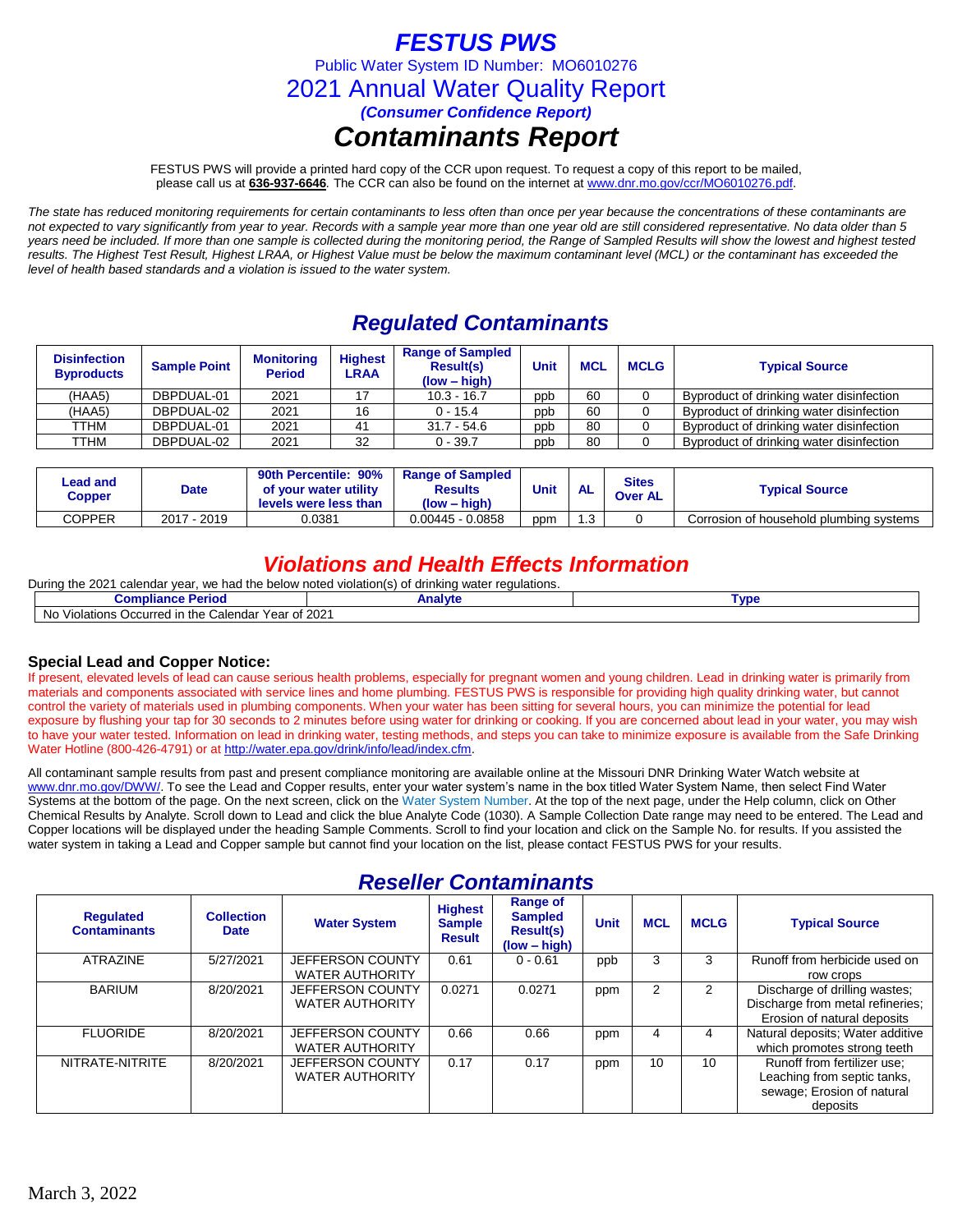# FESTUS PWS

Public Water System ID Number: MO6010276

2021 Annual Water Quality Report

***(Consumer Confidence Report)***

# *Contaminants Report*

FESTUS PWS will provide a printed hard copy of the CCR upon request. To request a copy of this report to be mailed, please call us at **636-937-6646**. The CCR can also be found on the internet at www.dnr.mo.gov/ccr/MO6010276.pdf.

*The state has reduced monitoring requirements for certain contaminants to less often than once per year because the concentrations of these contaminants are not expected to vary significantly from year to year. Records with a sample year more than one year old are still considered representative. No data older than 5 years need be included. If more than one sample is collected during the monitoring period, the Range of Sampled Results will show the lowest and highest tested results. The Highest Test Result, Highest LRAA, or Highest Value must be below the maximum contaminant level (MCL) or the contaminant has exceeded the level of health based standards and a violation is issued to the water system.*

## *Regulated Contaminants*

| Disinfection Byproducts | Sample Point | Monitoring Period | Highest LRAA | Range of Sampled Result(s) (low – high) | Unit | MCL | MCLG | Typical Source |
|---|---|---|---|---|---|---|---|---|
| (HAA5) | DBPDUAL-01 | 2021 | 17 | 10.3 - 16.7 | ppb | 60 | 0 | Byproduct of drinking water disinfection |
| (HAA5) | DBPDUAL-02 | 2021 | 16 | 0 - 15.4 | ppb | 60 | 0 | Byproduct of drinking water disinfection |
| TTHM | DBPDUAL-01 | 2021 | 41 | 31.7 - 54.6 | ppb | 80 | 0 | Byproduct of drinking water disinfection |
| TTHM | DBPDUAL-02 | 2021 | 32 | 0 - 39.7 | ppb | 80 | 0 | Byproduct of drinking water disinfection |

| Lead and Copper | Date | 90th Percentile: 90% of your water utility levels were less than | Range of Sampled Results (low – high) | Unit | AL | Sites Over AL | Typical Source |
|---|---|---|---|---|---|---|---|
| COPPER | 2017 - 2019 | 0.0381 | 0.00445 - 0.0858 | ppm | 1.3 | 0 | Corrosion of household plumbing systems |

## *Violations and Health Effects Information*

During the 2021 calendar year, we had the below noted violation(s) of drinking water regulations.

| Compliance Period | Analyte | Type |
|---|---|---|
| No Violations Occurred in the Calendar Year of 2021 | | |

### Special Lead and Copper Notice:

If present, elevated levels of lead can cause serious health problems, especially for pregnant women and young children. Lead in drinking water is primarily from materials and components associated with service lines and home plumbing. FESTUS PWS is responsible for providing high quality drinking water, but cannot control the variety of materials used in plumbing components. When your water has been sitting for several hours, you can minimize the potential for lead exposure by flushing your tap for 30 seconds to 2 minutes before using water for drinking or cooking. If you are concerned about lead in your water, you may wish to have your water tested. Information on lead in drinking water, testing methods, and steps you can take to minimize exposure is available from the Safe Drinking Water Hotline (800-426-4791) or at http://water.epa.gov/drink/info/lead/index.cfm.

All contaminant sample results from past and present compliance monitoring are available online at the Missouri DNR Drinking Water Watch website at www.dnr.mo.gov/DWW/. To see the Lead and Copper results, enter your water system's name in the box titled Water System Name, then select Find Water Systems at the bottom of the page. On the next screen, click on the Water System Number. At the top of the next page, under the Help column, click on Other Chemical Results by Analyte. Scroll down to Lead and click the blue Analyte Code (1030). A Sample Collection Date range may need to be entered. The Lead and Copper locations will be displayed under the heading Sample Comments. Scroll to find your location and click on the Sample No. for results. If you assisted the water system in taking a Lead and Copper sample but cannot find your location on the list, please contact FESTUS PWS for your results.

## *Reseller Contaminants*

| Regulated Contaminants | Collection Date | Water System | Highest Sample Result | Range of Sampled Result(s) (low – high) | Unit | MCL | MCLG | Typical Source |
|---|---|---|---|---|---|---|---|---|
| ATRAZINE | 5/27/2021 | JEFFERSON COUNTY WATER AUTHORITY | 0.61 | 0 - 0.61 | ppb | 3 | 3 | Runoff from herbicide used on row crops |
| BARIUM | 8/20/2021 | JEFFERSON COUNTY WATER AUTHORITY | 0.0271 | 0.0271 | ppm | 2 | 2 | Discharge of drilling wastes; Discharge from metal refineries; Erosion of natural deposits |
| FLUORIDE | 8/20/2021 | JEFFERSON COUNTY WATER AUTHORITY | 0.66 | 0.66 | ppm | 4 | 4 | Natural deposits; Water additive which promotes strong teeth |
| NITRATE-NITRITE | 8/20/2021 | JEFFERSON COUNTY WATER AUTHORITY | 0.17 | 0.17 | ppm | 10 | 10 | Runoff from fertilizer use; Leaching from septic tanks, sewage; Erosion of natural deposits |

March 3, 2022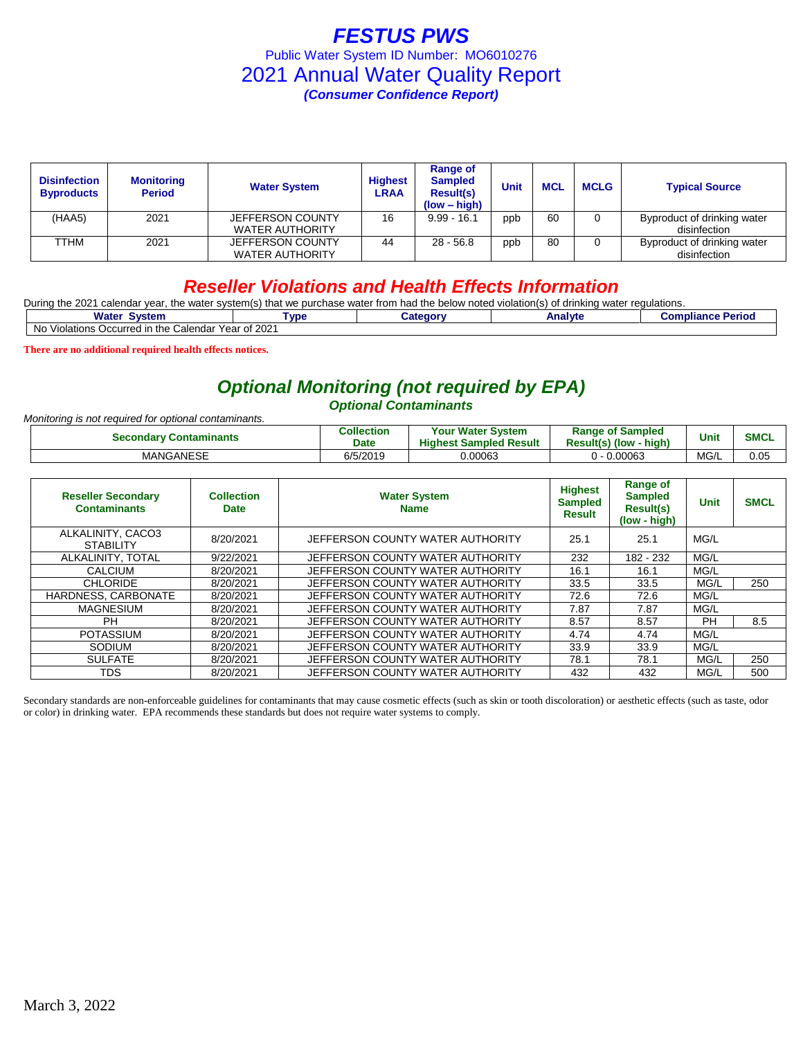# FESTUS PWS

Public Water System ID Number: MO6010276

## 2021 Annual Water Quality Report

***(Consumer Confidence Report)***

| Disinfection Byproducts | Monitoring Period | Water System | Highest LRAA | Range of Sampled Result(s) (low – high) | Unit | MCL | MCLG | Typical Source |
|---|---|---|---|---|---|---|---|---|
| (HAA5) | 2021 | JEFFERSON COUNTY WATER AUTHORITY | 16 | 9.99 - 16.1 | ppb | 60 | 0 | Byproduct of drinking water disinfection |
| TTHM | 2021 | JEFFERSON COUNTY WATER AUTHORITY | 44 | 28 - 56.8 | ppb | 80 | 0 | Byproduct of drinking water disinfection |

## Reseller Violations and Health Effects Information

During the 2021 calendar year, the water system(s) that we purchase water from had the below noted violation(s) of drinking water regulations.

| Water System | Type | Category | Analyte | Compliance Period |
|---|---|---|---|---|
| No Violations Occurred in the Calendar Year of 2021 | | | | |

**There are no additional required health effects notices.**

## Optional Monitoring (not required by EPA)

### Optional Contaminants

*Monitoring is not required for optional contaminants.*

| Secondary Contaminants | Collection Date | Your Water System Highest Sampled Result | Range of Sampled Result(s) (low - high) | Unit | SMCL |
|---|---|---|---|---|---|
| MANGANESE | 6/5/2019 | 0.00063 | 0 - 0.00063 | MG/L | 0.05 |

| Reseller Secondary Contaminants | Collection Date | Water System Name | Highest Sampled Result | Range of Sampled Result(s) (low - high) | Unit | SMCL |
|---|---|---|---|---|---|---|
| ALKALINITY, CACO3 STABILITY | 8/20/2021 | JEFFERSON COUNTY WATER AUTHORITY | 25.1 | 25.1 | MG/L | |
| ALKALINITY, TOTAL | 9/22/2021 | JEFFERSON COUNTY WATER AUTHORITY | 232 | 182 - 232 | MG/L | |
| CALCIUM | 8/20/2021 | JEFFERSON COUNTY WATER AUTHORITY | 16.1 | 16.1 | MG/L | |
| CHLORIDE | 8/20/2021 | JEFFERSON COUNTY WATER AUTHORITY | 33.5 | 33.5 | MG/L | 250 |
| HARDNESS, CARBONATE | 8/20/2021 | JEFFERSON COUNTY WATER AUTHORITY | 72.6 | 72.6 | MG/L | |
| MAGNESIUM | 8/20/2021 | JEFFERSON COUNTY WATER AUTHORITY | 7.87 | 7.87 | MG/L | |
| PH | 8/20/2021 | JEFFERSON COUNTY WATER AUTHORITY | 8.57 | 8.57 | PH | 8.5 |
| POTASSIUM | 8/20/2021 | JEFFERSON COUNTY WATER AUTHORITY | 4.74 | 4.74 | MG/L | |
| SODIUM | 8/20/2021 | JEFFERSON COUNTY WATER AUTHORITY | 33.9 | 33.9 | MG/L | |
| SULFATE | 8/20/2021 | JEFFERSON COUNTY WATER AUTHORITY | 78.1 | 78.1 | MG/L | 250 |
| TDS | 8/20/2021 | JEFFERSON COUNTY WATER AUTHORITY | 432 | 432 | MG/L | 500 |

Secondary standards are non-enforceable guidelines for contaminants that may cause cosmetic effects (such as skin or tooth discoloration) or aesthetic effects (such as taste, odor or color) in drinking water. EPA recommends these standards but does not require water systems to comply.

March 3, 2022